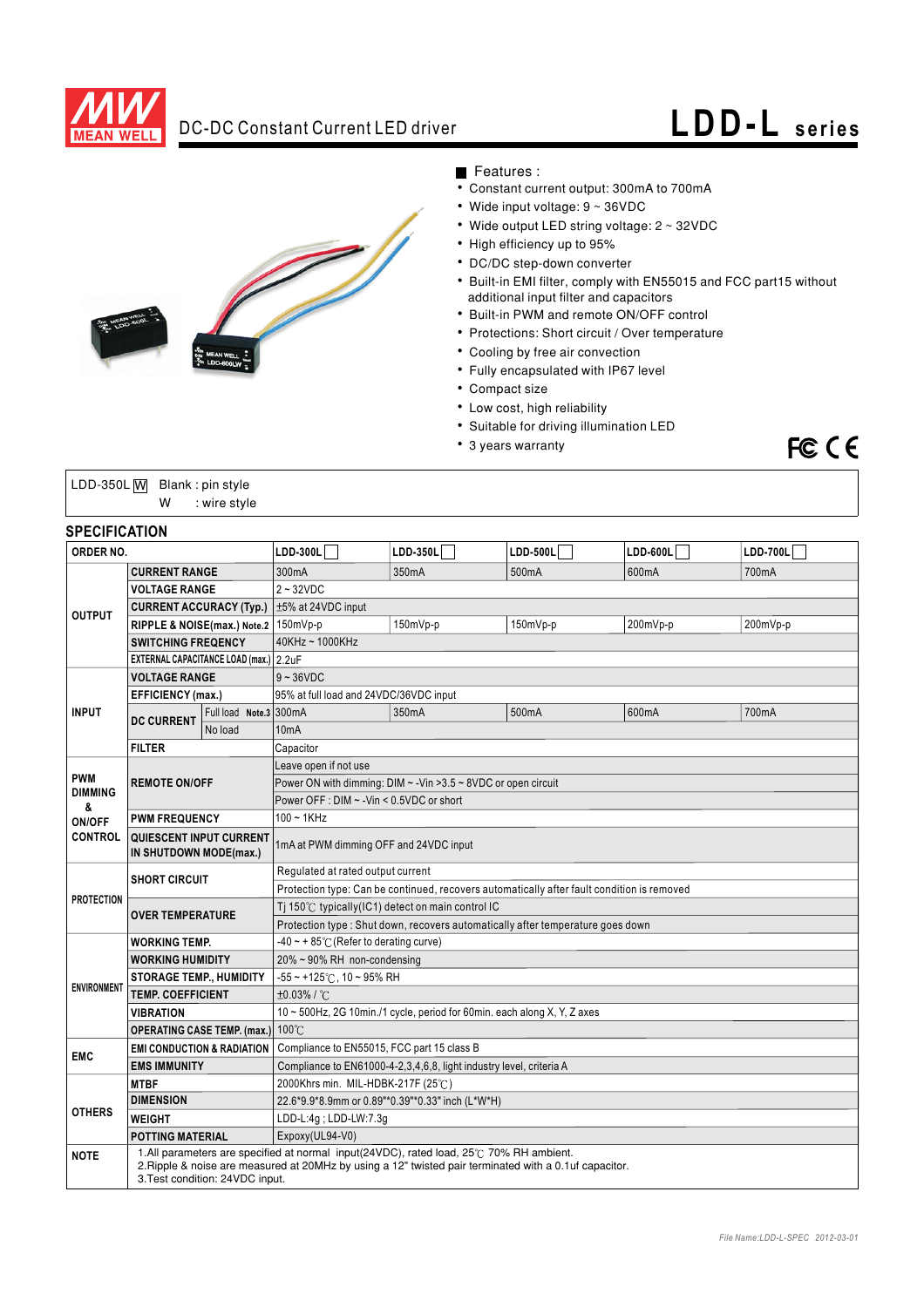# DC-DC Constant Current LED driver — LDD-L series

## Features :

- Constant current output: 300mA to 700mA
- Wide input voltage: 9 ~ 36VDC
- Wide output LED string voltage: 2 ~ 32VDC
- High efficiency up to 95%
- DC/DC step-down converter
- Built-in EMI filter, comply with EN55015 and FCC part15 without additional input filter and capacitors
- Built-in PWM and remote ON/OFF control
- Protections: Short circuit / Over temperature
- Cooling by free air convection
- Fully encapsulated with IP67 level
- Compact size
- Low cost, high reliability
- Suitable for driving illumination LED
- 3 years warranty

LDD-350L W  Blank : pin style
W : wire style

## SPECIFICATION

| ORDER NO. | | | LDD-300L | LDD-350L | LDD-500L | LDD-600L | LDD-700L |
|---|---|---|---|---|---|---|---|
| OUTPUT | CURRENT RANGE | | 300mA | 350mA | 500mA | 600mA | 700mA |
| | VOLTAGE RANGE | | 2 ~ 32VDC | | | | |
| | CURRENT ACCURACY (Typ.) | | ±5% at 24VDC input | | | | |
| | RIPPLE & NOISE(max.) Note.2 | | 150mVp-p | 150mVp-p | 150mVp-p | 200mVp-p | 200mVp-p |
| | SWITCHING FREQENCY | | 40KHz ~ 1000KHz | | | | |
| | EXTERNAL CAPACITANCE LOAD (max.) | | 2.2uF | | | | |
| INPUT | VOLTAGE RANGE | | 9 ~ 36VDC | | | | |
| | EFFICIENCY (max.) | | 95% at full load and 24VDC/36VDC input | | | | |
| | DC CURRENT | Full load Note.3 | 300mA | 350mA | 500mA | 600mA | 700mA |
| | | No load | 10mA | | | | |
| | FILTER | | Capacitor | | | | |
| PWM DIMMING & ON/OFF CONTROL | REMOTE ON/OFF | | Leave open if not use | | | | |
| | | | Power ON with dimming: DIM ~ -Vin >3.5 ~ 8VDC or open circuit | | | | |
| | | | Power OFF : DIM ~ -Vin < 0.5VDC or short | | | | |
| | PWM FREQUENCY | | 100 ~ 1KHz | | | | |
| | QUIESCENT INPUT CURRENT IN SHUTDOWN MODE(max.) | | 1mA at PWM dimming OFF and 24VDC input | | | | |
| PROTECTION | SHORT CIRCUIT | | Regulated at rated output current | | | | |
| | | | Protection type: Can be continued, recovers automatically after fault condition is removed | | | | |
| | OVER TEMPERATURE | | Tj 150℃ typically(IC1) detect on main control IC | | | | |
| | | | Protection type : Shut down, recovers automatically after temperature goes down | | | | |
| ENVIRONMENT | WORKING TEMP. | | -40 ~ + 85℃ (Refer to derating curve) | | | | |
| | WORKING HUMIDITY | | 20% ~ 90% RH non-condensing | | | | |
| | STORAGE TEMP., HUMIDITY | | -55 ~ +125℃, 10 ~ 95% RH | | | | |
| | TEMP. COEFFICIENT | | ±0.03% / ℃ | | | | |
| | VIBRATION | | 10 ~ 500Hz, 2G 10min./1 cycle, period for 60min. each along X, Y, Z axes | | | | |
| | OPERATING CASE TEMP. (max.) | | 100℃ | | | | |
| EMC | EMI CONDUCTION & RADIATION | | Compliance to EN55015, FCC part 15 class B | | | | |
| | EMS IMMUNITY | | Compliance to EN61000-4-2,3,4,6,8, light industry level, criteria A | | | | |
| OTHERS | MTBF | | 2000Khrs min. MIL-HDBK-217F (25℃) | | | | |
| | DIMENSION | | 22.6*9.9*8.9mm or 0.89"*0.39"*0.33" inch (L*W*H) | | | | |
| | WEIGHT | | LDD-L:4g ; LDD-LW:7.3g | | | | |
| | POTTING MATERIAL | | Expoxy(UL94-V0) | | | | |
| NOTE | 1.All parameters are specified at normal input(24VDC), rated load, 25℃ 70% RH ambient.<br>2.Ripple & noise are measured at 20MHz by using a 12" twisted pair terminated with a 0.1uf capacitor.<br>3.Test condition: 24VDC input. | | | | | | |

File Name:LDD-L-SPEC 2012-03-01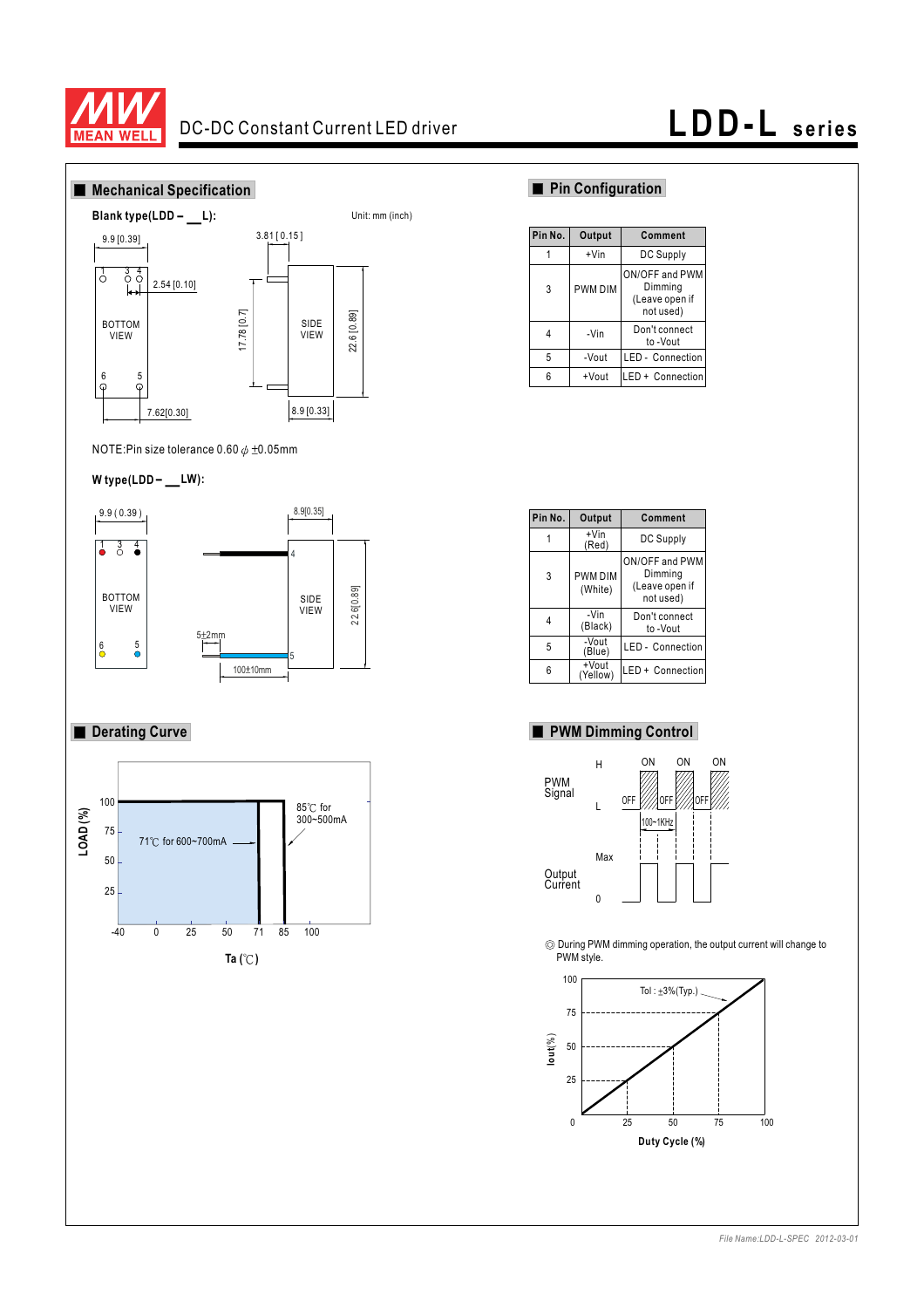# DC-DC Constant Current LED driver — LDD-L series

## Mechanical Specification

**Blank type(LDD－__L):**

Unit: mm (inch)

9.9 [0.39] | 3.81 [0.15] | 2.54 [0.10] | 17.78 [0.7] | 22.6 [0.89] | 7.62[0.30] | 8.9 [0.33]

BOTTOM VIEW | SIDE VIEW

NOTE:Pin size tolerance 0.60 $\phi$ ±0.05mm

**W type(LDD－__LW):**

9.9 ( 0.39 ) | 8.9[0.35] | 22.6[0.89] | 5±2mm | 100±10mm

BOTTOM VIEW | SIDE VIEW

## Pin Configuration

| Pin No. | Output | Comment |
|---|---|---|
| 1 | +Vin | DC Supply |
| 3 | PWM DIM | ON/OFF and PWM Dimming (Leave open if not used) |
| 4 | -Vin | Don't connect to -Vout |
| 5 | -Vout | LED - Connection |
| 6 | +Vout | LED + Connection |

| Pin No. | Output | Comment |
|---|---|---|
| 1 | +Vin (Red) | DC Supply |
| 3 | PWM DIM (White) | ON/OFF and PWM Dimming (Leave open if not used) |
| 4 | -Vin (Black) | Don't connect to -Vout |
| 5 | -Vout (Blue) | LED - Connection |
| 6 | +Vout (Yellow) | LED + Connection |

## Derating Curve

LOAD (%) vs Ta (℃)

85℃ for 300~500mA

71℃ for 600~700mA

## PWM Dimming Control

PWM Signal: H / L, ON / OFF, 100~1KHz

Output Current: Max / 0

◎ During PWM dimming operation, the output current will change to PWM style.

Iout(%) vs Duty Cycle (%) — Tol : ±3%(Typ.)

*File Name:LDD-L-SPEC 2012-03-01*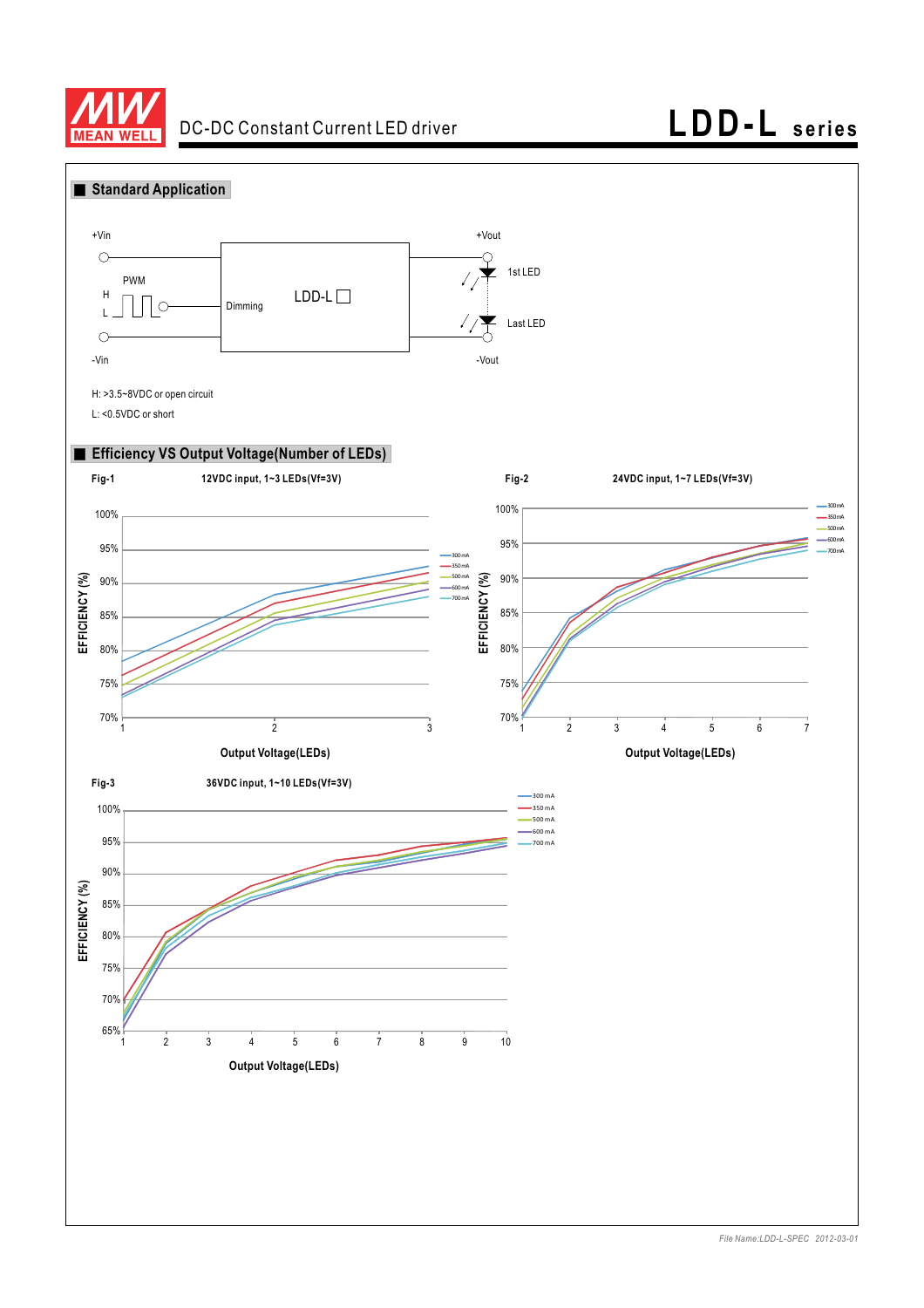## Standard Application

+Vin

PWM

H

L

-Vin

LDD-L☐

Dimming

+Vout

1st LED

Last LED

-Vout

H: >3.5~8VDC or open circuit

L: <0.5VDC or short

## Efficiency VS Output Voltage(Number of LEDs)

**Fig-1** **12VDC input, 1~3 LEDs(Vf=3V)**

EFFICIENCY (%)

100%
95%
90%
85%
80%
75%
70%

1
2
3

Output Voltage(LEDs)

300 mA
350 mA
500 mA
600 mA
700 mA

**Fig-2** **24VDC input, 1~7 LEDs(Vf=3V)**

EFFICIENCY (%)

100%
95%
90%
85%
80%
75%
70%

1
2
3
4
5
6
7

Output Voltage(LEDs)

300mA
350mA
500mA
600mA
700mA

**Fig-3** **36VDC input, 1~10 LEDs(Vf=3V)**

EFFICIENCY (%)

100%
95%
90%
85%
80%
75%
70%
65%

1
2
3
4
5
6
7
8
9
10

Output Voltage(LEDs)

300 mA
350 mA
500 mA
600 mA
700 mA

File Name:LDD-L-SPEC 2012-03-01